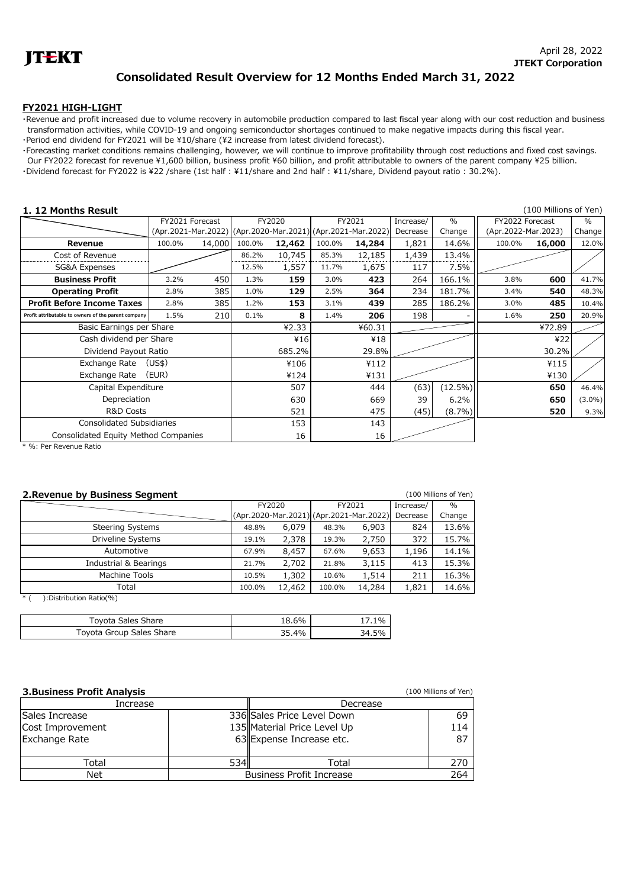JTEKT

April 28, 2022
**JTEKT Corporation**

# Consolidated Result Overview for 12 Months Ended March 31, 2022

## FY2021 HIGH-LIGHT

・Revenue and profit increased due to volume recovery in automobile production compared to last fiscal year along with our cost reduction and business transformation activities, while COVID-19 and ongoing semiconductor shortages continued to make negative impacts during this fiscal year.
・Period end dividend for FY2021 will be ¥10/share (¥2 increase from latest dividend forecast).
・Forecasting market conditions remains challenging, however, we will continue to improve profitability through cost reductions and fixed cost savings. Our FY2022 forecast for revenue ¥1,600 billion, business profit ¥60 billion, and profit attributable to owners of the parent company ¥25 billion.
・Dividend forecast for FY2022 is ¥22 /share (1st half : ¥11/share and 2nd half : ¥11/share, Dividend payout ratio : 30.2%).

### 1. 12 Months Result

(100 Millions of Yen)

| | FY2021 Forecast (Apr.2021-Mar.2022) | | FY2020 (Apr.2020-Mar.2021) | | FY2021 (Apr.2021-Mar.2022) | | Increase/ Decrease | % Change | FY2022 Forecast (Apr.2022-Mar.2023) | | % Change |
|---|---|---|---|---|---|---|---|---|---|---|---|
| **Revenue** | 100.0% | 14,000 | 100.0% | **12,462** | 100.0% | **14,284** | 1,821 | 14.6% | 100.0% | **16,000** | 12.0% |
| Cost of Revenue | | | 86.2% | 10,745 | 85.3% | 12,185 | 1,439 | 13.4% | | | |
| SG&A Expenses | | | 12.5% | 1,557 | 11.7% | 1,675 | 117 | 7.5% | | | |
| **Business Profit** | 3.2% | 450 | 1.3% | **159** | 3.0% | **423** | 264 | 166.1% | 3.8% | **600** | 41.7% |
| **Operating Profit** | 2.8% | 385 | 1.0% | **129** | 2.5% | **364** | 234 | 181.7% | 3.4% | **540** | 48.3% |
| **Profit Before Income Taxes** | 2.8% | 385 | 1.2% | **153** | 3.1% | **439** | 285 | 186.2% | 3.0% | **485** | 10.4% |
| **Profit attributable to owners of the parent company** | 1.5% | 210 | 0.1% | **8** | 1.4% | **206** | 198 | - | 1.6% | **250** | 20.9% |
| Basic Earnings per Share | | | | ¥2.33 | | ¥60.31 | | | | ¥72.89 | |
| Cash dividend per Share | | | | ¥16 | | ¥18 | | | | ¥22 | |
| Dividend Payout Ratio | | | | 685.2% | | 29.8% | | | | 30.2% | |
| Exchange Rate (US$) | | | | ¥106 | | ¥112 | | | | ¥115 | |
| Exchange Rate (EUR) | | | | ¥124 | | ¥131 | | | | ¥130 | |
| Capital Expenditure | | | | 507 | | 444 | (63) | (12.5%) | | **650** | 46.4% |
| Depreciation | | | | 630 | | 669 | 39 | 6.2% | | **650** | (3.0%) |
| R&D Costs | | | | 521 | | 475 | (45) | (8.7%) | | **520** | 9.3% |
| Consolidated Subsidiaries | | | | 153 | | 143 | | | | | |
| Consolidated Equity Method Companies | | | | 16 | | 16 | | | | | |

\* %: Per Revenue Ratio

### 2.Revenue by Business Segment

(100 Millions of Yen)

| | FY2020 (Apr.2020-Mar.2021) | | FY2021 (Apr.2021-Mar.2022) | | Increase/ Decrease | % Change |
|---|---|---|---|---|---|---|
| Steering Systems | 48.8% | 6,079 | 48.3% | 6,903 | 824 | 13.6% |
| Driveline Systems | 19.1% | 2,378 | 19.3% | 2,750 | 372 | 15.7% |
| Automotive | 67.9% | 8,457 | 67.6% | 9,653 | 1,196 | 14.1% |
| Industrial & Bearings | 21.7% | 2,702 | 21.8% | 3,115 | 413 | 15.3% |
| Machine Tools | 10.5% | 1,302 | 10.6% | 1,514 | 211 | 16.3% |
| Total | 100.0% | 12,462 | 100.0% | 14,284 | 1,821 | 14.6% |

\* ( ):Distribution Ratio(%)

| | FY2020 | FY2021 |
|---|---|---|
| Toyota Sales Share | 18.6% | 17.1% |
| Toyota Group Sales Share | 35.4% | 34.5% |

### 3.Business Profit Analysis

(100 Millions of Yen)

| Increase | | Decrease | |
|---|---|---|---|
| Sales Increase | 336 | Sales Price Level Down | 69 |
| Cost Improvement | 135 | Material Price Level Up | 114 |
| Exchange Rate | 63 | Expense Increase etc. | 87 |
| Total | 534 | Total | 270 |
| Net | | Business Profit Increase | 264 |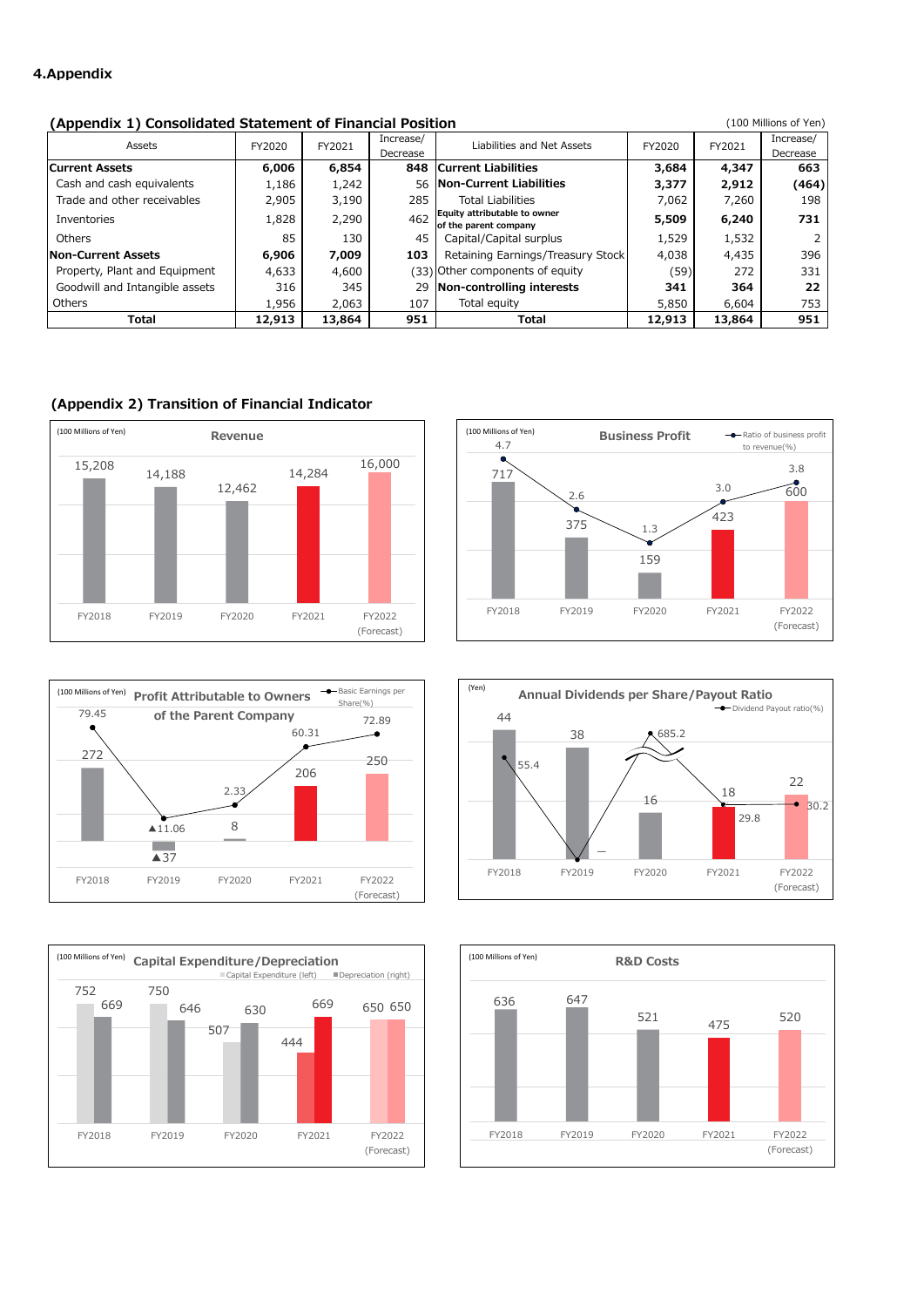## 4.Appendix

### (Appendix 1) Consolidated Statement of Financial Position

(100 Millions of Yen)

| Assets | FY2020 | FY2021 | Increase/ Decrease | Liabilities and Net Assets | FY2020 | FY2021 | Increase/ Decrease |
|---|---|---|---|---|---|---|---|
| **Current Assets** | **6,006** | **6,854** | **848** | **Current Liabilities** | **3,684** | **4,347** | **663** |
| Cash and cash equivalents | 1,186 | 1,242 | 56 | **Non-Current Liabilities** | **3,377** | **2,912** | **(464)** |
| Trade and other receivables | 2,905 | 3,190 | 285 | Total Liabilities | 7,062 | 7,260 | 198 |
| Inventories | 1,828 | 2,290 | 462 | **Equity attributable to owner of the parent company** | **5,509** | **6,240** | **731** |
| Others | 85 | 130 | 45 | Capital/Capital surplus | 1,529 | 1,532 | 2 |
| **Non-Current Assets** | **6,906** | **7,009** | **103** | Retaining Earnings/Treasury Stock | 4,038 | 4,435 | 396 |
| Property, Plant and Equipment | 4,633 | 4,600 | (33) | Other components of equity | (59) | 272 | 331 |
| Goodwill and Intangible assets | 316 | 345 | 29 | **Non-controlling interests** | **341** | **364** | **22** |
| Others | 1,956 | 2,063 | 107 | Total equity | 5,850 | 6,604 | 753 |
| **Total** | **12,913** | **13,864** | **951** | **Total** | **12,913** | **13,864** | **951** |

### (Appendix 2) Transition of Financial Indicator

Revenue
(100 Millions of Yen)
15,208
14,188
12,462
14,284
16,000
FY2018 FY2019 FY2020 FY2021 FY2022 (Forecast)

Business Profit
(100 Millions of Yen)
Ratio of business profit to revenue(%)
4.7
717
2.6
375
1.3
159
3.0
423
3.8
600
FY2018 FY2019 FY2020 FY2021 FY2022 (Forecast)

Profit Attributable to Owners of the Parent Company
(100 Millions of Yen)
Basic Earnings per Share(%)
79.45
272
▲11.06
▲37
2.33
8
60.31
206
72.89
250
FY2018 FY2019 FY2020 FY2021 FY2022 (Forecast)

Annual Dividends per Share/Payout Ratio
(Yen)
Dividend Payout ratio(%)
44
55.4
38
—
685.2
16
18
29.8
22
30.2
FY2018 FY2019 FY2020 FY2021 FY2022 (Forecast)

Capital Expenditure/Depreciation
(100 Millions of Yen)
Capital Expenditure (left) Depreciation (right)
752 669
750 646
507 630
444 669
650 650
FY2018 FY2019 FY2020 FY2021 FY2022 (Forecast)

R&D Costs
(100 Millions of Yen)
636
647
521
475
520
FY2018 FY2019 FY2020 FY2021 FY2022 (Forecast)